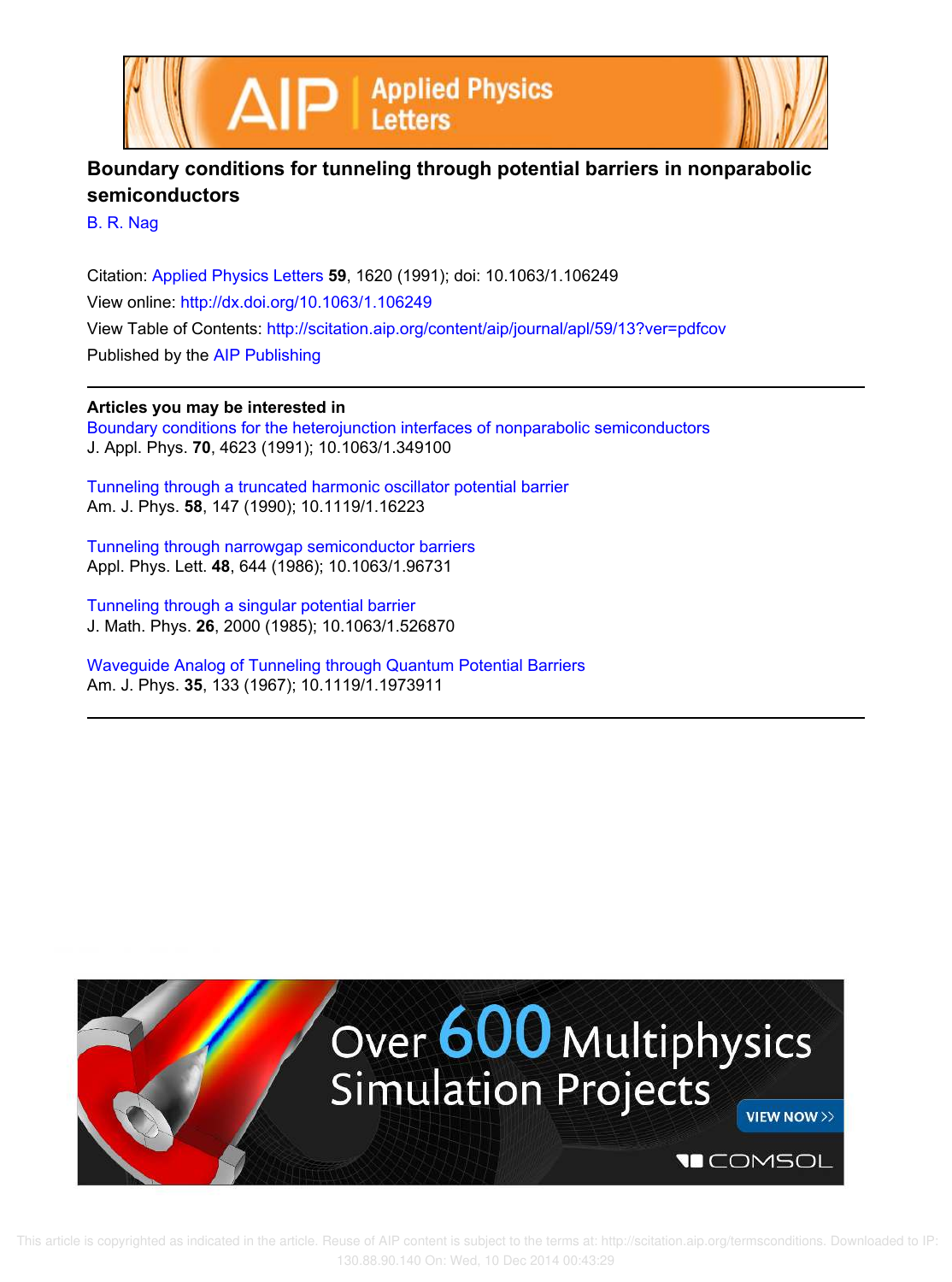# Boundary conditions for tunneling through potential barriers in nonparabolic semiconductors

B. R. Nag

Citation: Applied Physics Letters **59**, 1620 (1991); doi: 10.1063/1.106249
View online: http://dx.doi.org/10.1063/1.106249
View Table of Contents: http://scitation.aip.org/content/aip/journal/apl/59/13?ver=pdfcov
Published by the AIP Publishing

**Articles you may be interested in**

Boundary conditions for the heterojunction interfaces of nonparabolic semiconductors
J. Appl. Phys. **70**, 4623 (1991); 10.1063/1.349100

Tunneling through a truncated harmonic oscillator potential barrier
Am. J. Phys. **58**, 147 (1990); 10.1119/1.16223

Tunneling through narrowgap semiconductor barriers
Appl. Phys. Lett. **48**, 644 (1986); 10.1063/1.96731

Tunneling through a singular potential barrier
J. Math. Phys. **26**, 2000 (1985); 10.1063/1.526870

Waveguide Analog of Tunneling through Quantum Potential Barriers
Am. J. Phys. **35**, 133 (1967); 10.1119/1.1973911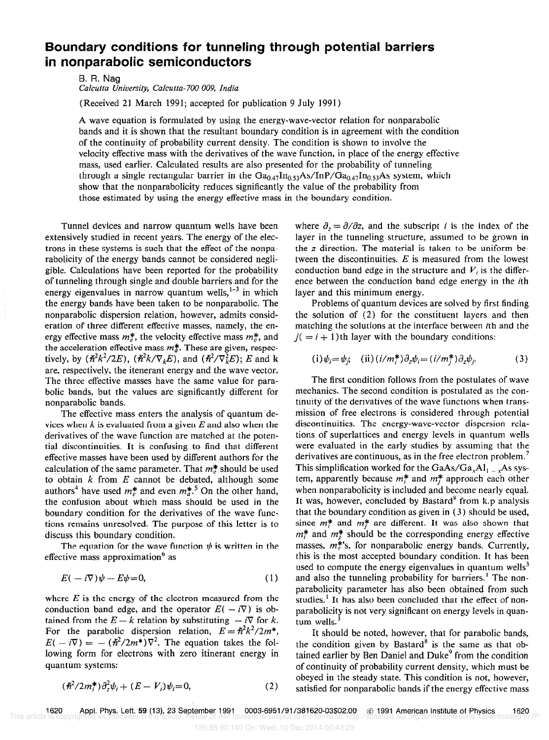# Boundary conditions for tunneling through potential barriers in nonparabolic semiconductors

B. R. Nag
*Calcutta University, Calcutta-700 009, India*

(Received 21 March 1991; accepted for publication 9 July 1991)

A wave equation is formulated by using the energy-wave-vector relation for nonparabolic bands and it is shown that the resultant boundary condition is in agreement with the condition of the continuity of probability current density. The condition is shown to involve the velocity effective mass with the derivatives of the wave function, in place of the energy effective mass, used earlier. Calculated results are also presented for the probability of tunneling through a single rectangular barrier in the $Ga_{0.47}In_{0.53}As/InP/Ga_{0.47}In_{0.53}As$ system, which show that the nonparabolicity reduces significantly the value of the probability from those estimated by using the energy effective mass in the boundary condition.

Tunnel devices and narrow quantum wells have been extensively studied in recent years. The energy of the electrons in these systems is such that the effect of the nonparabolicity of the energy bands cannot be considered negligible. Calculations have been reported for the probability of tunneling through single and double barriers and for the energy eigenvalues in narrow quantum wells,[1-3] in which the energy bands have been taken to be nonparabolic. The nonparabolic dispersion relation, however, admits consideration of three different effective masses, namely, the energy effective mass $m_e^*$, the velocity effective mass $m_v^*$, and the acceleration effective mass $m_a^*$. These are given, respectively, by $(\hbar^2k^2/2E)$, $(\hbar^2 k/\nabla_k E)$, and $(\hbar^2/\nabla_k^2 E)$; $E$ and k are, respectively, the itenerant energy and the wave vector. The three effective masses have the same value for parabolic bands, but the values are significantly different for nonparabolic bands.

The effective mass enters the analysis of quantum devices when $k$ is evaluated from a given $E$ and also when the derivatives of the wave function are matched at the potential discontinuities. It is confusing to find that different effective masses have been used by different authors for the calculation of the same parameter. That $m_e^*$ should be used to obtain $k$ from $E$ cannot be debated, although some authors[4] have used $m_v^*$ and even $m_a^*$.[5] On the other hand, the confusion about which mass should be used in the boundary condition for the derivatives of the wave functions remains unresolved. The purpose of this letter is to discuss this boundary condition.

The equation for the wave function $\psi$ is written in the effective mass approximation[6] as

$$E(-i\nabla)\psi - E\psi = 0, \tag{1}$$

where $E$ is the energy of the electron measured from the conduction band edge, and the operator $E(-i\nabla)$ is obtained from the $E-k$ relation by substituting $-i\nabla$ for $k$. For the parabolic dispersion relation, $E = \hbar^2k^2/2m^*$, $E(-i\nabla) = -(\hbar^2/2m^*)\nabla^2$. The equation takes the following form for electrons with zero itinerant energy in quantum systems:

$$(\hbar^2/2m_i^*)\partial_z^2\psi_i + (E - V_i)\psi_i = 0, \tag{2}$$

where $\partial_z = \partial/\partial z$, and the subscript $i$ is the index of the layer in the tunneling structure, assumed to be grown in the $z$ direction. The material is taken to be uniform between the discontinuities. $E$ is measured from the lowest conduction band edge in the structure and $V_i$ is the difference between the conduction band edge energy in the $i$th layer and this minimum energy.

Problems of quantum devices are solved by first finding the solution of (2) for the constituent layers and then matching the solutions at the interface between $i$th and the $j(=i+1)$th layer with the boundary conditions:

$$\text{(i)}\ \psi_i = \psi_j; \quad \text{(ii)}\ (i/m_i^*)\partial_z\psi_i = (i/m_j^*)\partial_z\psi_j. \tag{3}$$

The first condition follows from the postulates of wave mechanics. The second condition is postulated as the continuity of the derivatives of the wave functions when transmission of free electrons is considered through potential discontinuities. The energy-wave-vector dispersion relations of superlattices and energy levels in quantum wells were evaluated in the early studies by assuming that the derivatives are continuous, as in the free electron problem.[7] This simplification worked for the $GaAs/Ga_xAl_{1-x}As$ system, apparently because $m_i^*$ and $m_j^*$ approach each other when nonparabolicity is included and become nearly equal. It was, however, concluded by Bastard[8] from k.p analysis that the boundary condition as given in (3) should be used, since $m_i^*$ and $m_j^*$ are different. It was also shown that $m_i^*$ and $m_j^*$ should be the corresponding energy effective masses, $m_e^*$'s, for nonparabolic energy bands. Currently, this is the most accepted boundary condition. It has been used to compute the energy eigenvalues in quantum wells[3] and also the tunneling probability for barriers.[1] The nonparabolicity parameter has also been obtained from such studies.[1] It has also been concluded that the effect of nonparabolicity is not very significant on energy levels in quantum wells.[3]

It should be noted, however, that for parabolic bands, the condition given by Bastard[8] is the same as that obtained earlier by Ben Daniel and Duke[9] from the condition of continuity of probability current density, which must be obeyed in the steady state. This condition is not, however, satisfied for nonparabolic bands if the energy effective mass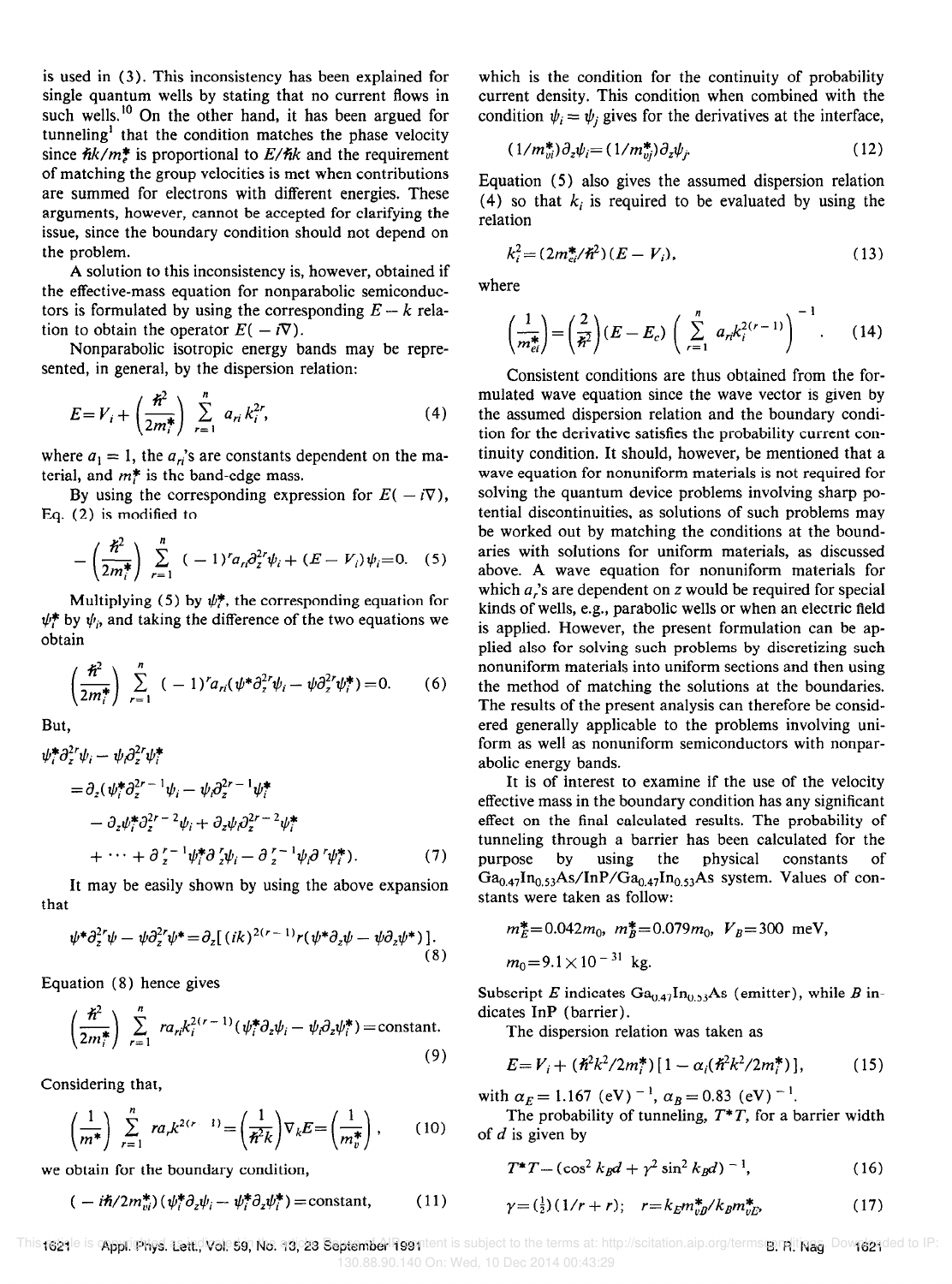is used in (3). This inconsistency has been explained for single quantum wells by stating that no current flows in such wells.[10] On the other hand, it has been argued for tunneling[1] that the condition matches the phase velocity since $\hbar k/m_e^*$ is proportional to $E/\hbar k$ and the requirement of matching the group velocities is met when contributions are summed for electrons with different energies. These arguments, however, cannot be accepted for clarifying the issue, since the boundary condition should not depend on the problem.

A solution to this inconsistency is, however, obtained if the effective-mass equation for nonparabolic semiconductors is formulated by using the corresponding $E-k$ relation to obtain the operator $E(-i\nabla)$.

Nonparabolic isotropic energy bands may be represented, in general, by the dispersion relation:

$$E=V_i+\left(\frac{\hbar^2}{2m_i^*}\right)\sum_{r=1}^{n}a_{ri}k_i^{2r}, \tag{4}$$

where $a_1=1$, the $a_{ri}$'s are constants dependent on the material, and $m_i^*$ is the band-edge mass.

By using the corresponding expression for $E(-i\nabla)$, Eq. (2) is modified to

$$-\left(\frac{\hbar^2}{2m_i^*}\right)\sum_{r=1}^{n}(-1)^r a_{ri}\partial_z^{2r}\psi_i+(E-V_i)\psi_i=0. \tag{5}$$

Multiplying (5) by $\psi_i^*$, the corresponding equation for $\psi_i^*$ by $\psi_i$, and taking the difference of the two equations we obtain

$$\left(\frac{\hbar^2}{2m_i^*}\right)\sum_{r=1}^{n}(-1)^r a_{ri}(\psi^*\partial_z^{2r}\psi_i-\psi\partial_z^{2r}\psi_i^*)=0. \tag{6}$$

But,

$$\begin{aligned}\psi_i^*\partial_z^{2r}\psi_i-\psi_i\partial_z^{2r}\psi_i^* &=\partial_z(\psi_i^*\partial_z^{2r-1}\psi_i-\psi_i\partial_z^{2r-1}\psi_i^*\\ &\quad-\partial_z\psi_i^*\partial_z^{2r-2}\psi_i+\partial_z\psi_i\partial_z^{2r-2}\psi_i^*\\ &\quad+\cdots+\partial_z^{r-1}\psi_i^*\partial_z^{r}\psi_i-\partial_z^{r-1}\psi_i\partial^{r}\psi_i^*).\end{aligned} \tag{7}$$

It may be easily shown by using the above expansion that

$$\psi^*\partial_z^{2r}\psi-\psi\partial_z^{2r}\psi^*=\partial_z[(ik)^{2(r-1)}r(\psi^*\partial_z\psi-\psi\partial_z\psi^*)]. \tag{8}$$

Equation (8) hence gives

$$\left(\frac{\hbar^2}{2m_i^*}\right)\sum_{r=1}^{n}ra_rk_i^{2(r-1)}(\psi_i^*\partial_z\psi_i-\psi_i\partial_z\psi_i^*)=\text{constant}. \tag{9}$$

Considering that,

$$\left(\frac{1}{m^*}\right)\sum_{r=1}^{n}ra_rk^{2(r-1)}=\left(\frac{1}{\hbar^2k}\right)\nabla_kE=\left(\frac{1}{m_v^*}\right), \tag{10}$$

we obtain for the boundary condition,

$$(-i\hbar/2m_{vi}^*)(\psi_i^*\partial_z\psi_i-\psi_i^*\partial_z\psi_i^*)=\text{constant}, \tag{11}$$

which is the condition for the continuity of probability current density. This condition when combined with the condition $\psi_i=\psi_j$ gives for the derivatives at the interface,

$$(1/m_{vi}^*)\partial_z\psi_i=(1/m_{vj}^*)\partial_z\psi_j. \tag{12}$$

Equation (5) also gives the assumed dispersion relation (4) so that $k_i$ is required to be evaluated by using the relation

$$k_i^2=(2m_{ei}^*/\hbar^2)(E-V_i), \tag{13}$$

where

$$\left(\frac{1}{m_{ei}^*}\right)=\left(\frac{2}{\hbar^2}\right)(E-E_c)\left(\sum_{r=1}^{n}a_rk_i^{2(r-1)}\right)^{-1}. \tag{14}$$

Consistent conditions are thus obtained from the formulated wave equation since the wave vector is given by the assumed dispersion relation and the boundary condition for the derivative satisfies the probability current continuity condition. It should, however, be mentioned that a wave equation for nonuniform materials is not required for solving the quantum device problems involving sharp potential discontinuities, as solutions of such problems may be worked out by matching the conditions at the boundaries with solutions for uniform materials, as discussed above. A wave equation for nonuniform materials for which $a_r$'s are dependent on $z$ would be required for special kinds of wells, e.g., parabolic wells or when an electric field is applied. However, the present formulation can be applied also for solving such problems by discretizing such nonuniform materials into uniform sections and then using the method of matching the solutions at the boundaries. The results of the present analysis can therefore be considered generally applicable to the problems involving uniform as well as nonuniform semiconductors with nonparabolic energy bands.

It is of interest to examine if the use of the velocity effective mass in the boundary condition has any significant effect on the final calculated results. The probability of tunneling through a barrier has been calculated for the purpose by using the physical constants of $Ga_{0.47}In_{0.53}As/InP/Ga_{0.47}In_{0.53}As$ system. Values of constants were taken as follow:

$$m_E^*=0.042m_0,\ m_B^*=0.079m_0,\ V_B=300\ \text{meV},$$
$$m_0=9.1\times10^{-31}\ \text{kg}.$$

Subscript $E$ indicates $Ga_{0.47}In_{0.53}As$ (emitter), while $B$ indicates InP (barrier).

The dispersion relation was taken as

$$E=V_i+(\hbar^2k^2/2m_i^*)[1-\alpha_i(\hbar^2k^2/2m_i^*)], \tag{15}$$

with $\alpha_E=1.167\ (\text{eV})^{-1}$, $\alpha_B=0.83\ (\text{eV})^{-1}$.

The probability of tunneling, $T^*T$, for a barrier width of $d$ is given by

$$T^*T=(\cos^2k_Bd+\gamma^2\sin^2k_Bd)^{-1}, \tag{16}$$

$$\gamma=(\tfrac{1}{2})(1/r+r);\quad r=k_Em_{vB}^*/k_Bm_{vE}^*, \tag{17}$$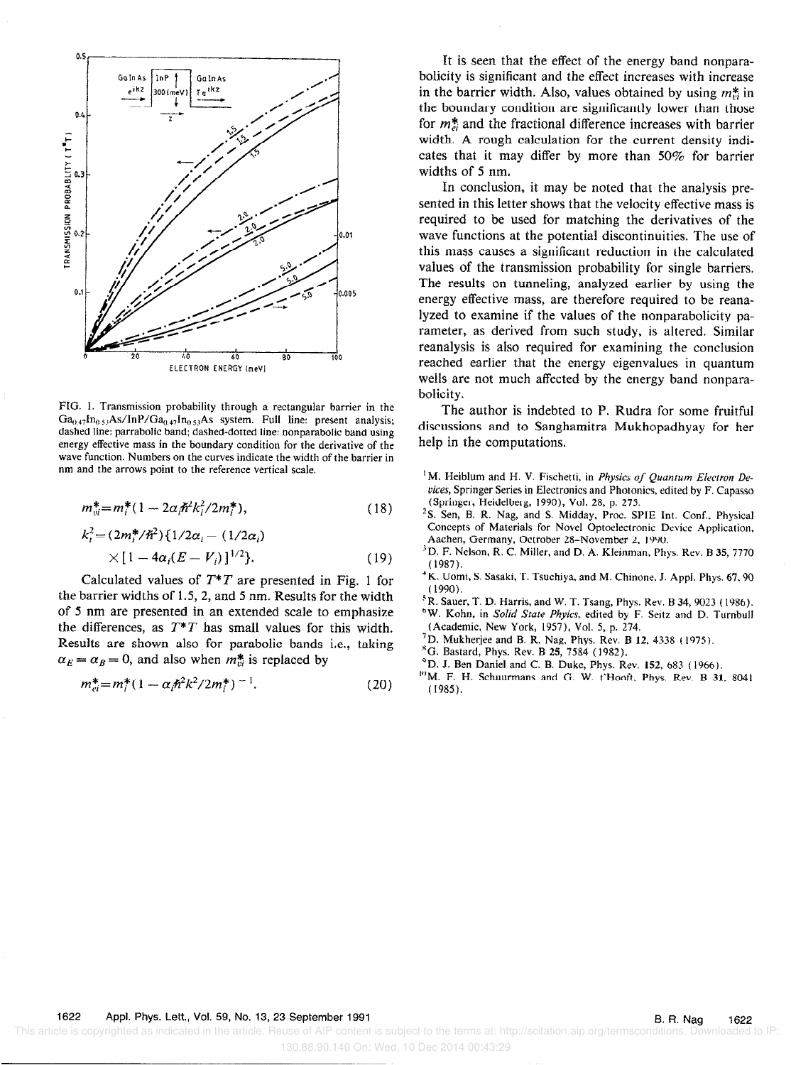0.5

GaInAs | InP | GaInAs
$e^{ikz}$ | 300 (meV) | $Te^{ikz}$
z

TRANSMISSION PROBABLITY ($T^*T$)

0.4
0.3
0.2
0.1

1.5
1.5
1.5
2.0
2.0
2.0
5.0
5.0
5.0

0.01
0.005

0
20
40
60
80
100

ELECTRON ENERGY (meV)

FIG. 1. Transmission probability through a rectangular barrier in the $Ga_{0.47}In_{0.53}As/InP/Ga_{0.47}In_{0.53}As$ system. Full line: present analysis; dashed line: parrabolic band; dashed-dotted line: nonparabolic band using energy effective mass in the boundary condition for the derivative of the wave function. Numbers on the curves indicate the width of the barrier in nm and the arrows point to the reference vertical scale.

$$m_{vi}^* = m_i^*(1 - 2\alpha_i \hbar^2 k_i^2 / 2m_i^*), \tag{18}$$

$$k_i^2 = (2m_i^*/\hbar^2)\{1/2\alpha_i - (1/2\alpha_i) \times [1 - 4\alpha_i(E - V_i)]^{1/2}\}. \tag{19}$$

Calculated values of $T^*T$ are presented in Fig. 1 for the barrier widths of 1.5, 2, and 5 nm. Results for the width of 5 nm are presented in an extended scale to emphasize the differences, as $T^*T$ has small values for this width. Results are shown also for parabolic bands i.e., taking $\alpha_E = \alpha_B = 0$, and also when $m_{vi}^*$ is replaced by

$$m_{ei}^* = m_i^*(1 - \alpha_i \hbar^2 k^2 / 2m_i^*)^{-1}. \tag{20}$$

It is seen that the effect of the energy band nonparabolicity is significant and the effect increases with increase in the barrier width. Also, values obtained by using $m_{vi}^*$ in the boundary condition are significantly lower than those for $m_{ei}^*$ and the fractional difference increases with barrier width. A rough calculation for the current density indicates that it may differ by more than 50% for barrier widths of 5 nm.

In conclusion, it may be noted that the analysis presented in this letter shows that the velocity effective mass is required to be used for matching the derivatives of the wave functions at the potential discontinuities. The use of this mass causes a significant reduction in the calculated values of the transmission probability for single barriers. The results on tunneling, analyzed earlier by using the energy effective mass, are therefore required to be reanalyzed to examine if the values of the nonparabolicity parameter, as derived from such study, is altered. Similar reanalysis is also required for examining the conclusion reached earlier that the energy eigenvalues in quantum wells are not much affected by the energy band nonparabolicity.

The author is indebted to P. Rudra for some fruitful discussions and to Sanghamitra Mukhopadhyay for her help in the computations.

[1] M. Heiblum and H. V. Fischetti, in *Physics of Quantum Electron Devices*, Springer Series in Electronics and Photonics, edited by F. Capasso (Springer, Heidelberg, 1990), Vol. 28, p. 275.
[2] S. Sen, B. R. Nag, and S. Midday, Proc. SPIE Int. Conf., Physical Concepts of Materials for Novel Optoelectronic Device Application, Aachen, Germany, Octrober 28–November 2, 1990.
[3] D. F. Nelson, R. C. Miller, and D. A. Kleinman, Phys. Rev. B 35, 7770 (1987).
[4] K. Uomi, S. Sasaki, T. Tsuchiya, and M. Chinone, J. Appl. Phys. 67, 90 (1990).
[5] R. Sauer, T. D. Harris, and W. T. Tsang, Phys. Rev. B 34, 9023 (1986).
[6] W. Kohn, in *Solid State Phyics*, edited by F. Seitz and D. Turnbull (Academic, New York, 1957), Vol. 5, p. 274.
[7] D. Mukherjee and B. R. Nag, Phys. Rev. B 12, 4338 (1975).
[8] G. Bastard, Phys. Rev. B 25, 7584 (1982).
[9] D. J. Ben Daniel and C. B. Duke, Phys. Rev. 152, 683 (1966).
[10] M. F. H. Schuurmans and G. W. t'Hooft, Phys. Rev. B 31, 8041 (1985).